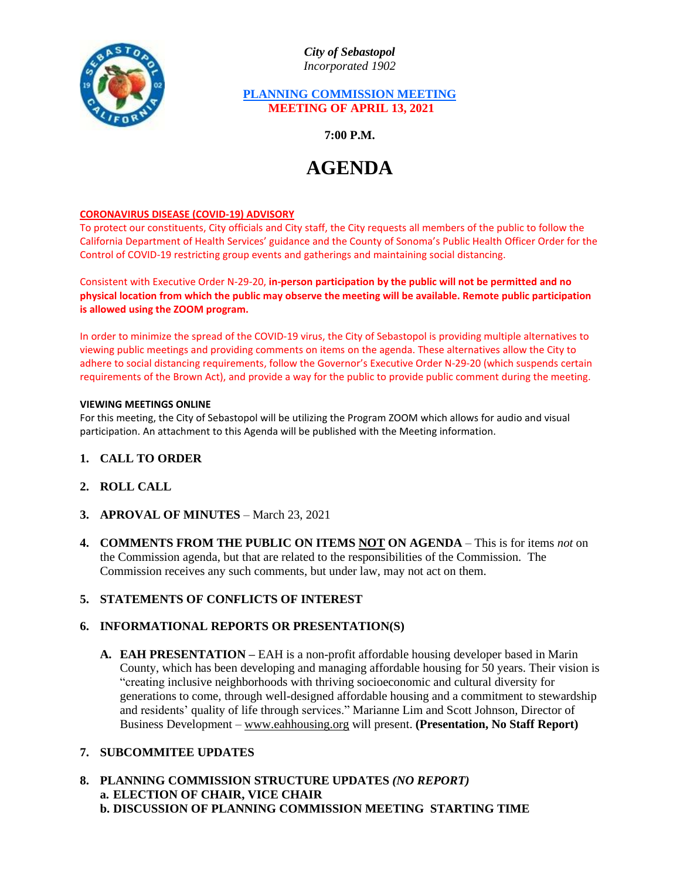*City of Sebastopol*
*Incorporated 1902*

**PLANNING COMMISSION MEETING**
**MEETING OF APRIL 13, 2021**

**7:00 P.M.**

# AGENDA

**CORONAVIRUS DISEASE (COVID-19) ADVISORY**

To protect our constituents, City officials and City staff, the City requests all members of the public to follow the California Department of Health Services' guidance and the County of Sonoma's Public Health Officer Order for the Control of COVID-19 restricting group events and gatherings and maintaining social distancing.

Consistent with Executive Order N-29-20, **in-person participation by the public will not be permitted and no physical location from which the public may observe the meeting will be available. Remote public participation is allowed using the ZOOM program.**

In order to minimize the spread of the COVID-19 virus, the City of Sebastopol is providing multiple alternatives to viewing public meetings and providing comments on items on the agenda. These alternatives allow the City to adhere to social distancing requirements, follow the Governor's Executive Order N-29-20 (which suspends certain requirements of the Brown Act), and provide a way for the public to provide public comment during the meeting.

**VIEWING MEETINGS ONLINE**

For this meeting, the City of Sebastopol will be utilizing the Program ZOOM which allows for audio and visual participation. An attachment to this Agenda will be published with the Meeting information.

1. **CALL TO ORDER**

2. **ROLL CALL**

3. **APROVAL OF MINUTES** – March 23, 2021

4. **COMMENTS FROM THE PUBLIC ON ITEMS NOT ON AGENDA** – This is for items *not* on the Commission agenda, but that are related to the responsibilities of the Commission. The Commission receives any such comments, but under law, may not act on them.

5. **STATEMENTS OF CONFLICTS OF INTEREST**

6. **INFORMATIONAL REPORTS OR PRESENTATION(S)**

   A. **EAH PRESENTATION –** EAH is a non-profit affordable housing developer based in Marin County, which has been developing and managing affordable housing for 50 years. Their vision is "creating inclusive neighborhoods with thriving socioeconomic and cultural diversity for generations to come, through well-designed affordable housing and a commitment to stewardship and residents' quality of life through services." Marianne Lim and Scott Johnson, Director of Business Development – www.eahhousing.org will present. **(Presentation, No Staff Report)**

7. **SUBCOMMITEE UPDATES**

8. **PLANNING COMMISSION STRUCTURE UPDATES *(NO REPORT)***
   **a. ELECTION OF CHAIR, VICE CHAIR**
   **b. DISCUSSION OF PLANNING COMMISSION MEETING STARTING TIME**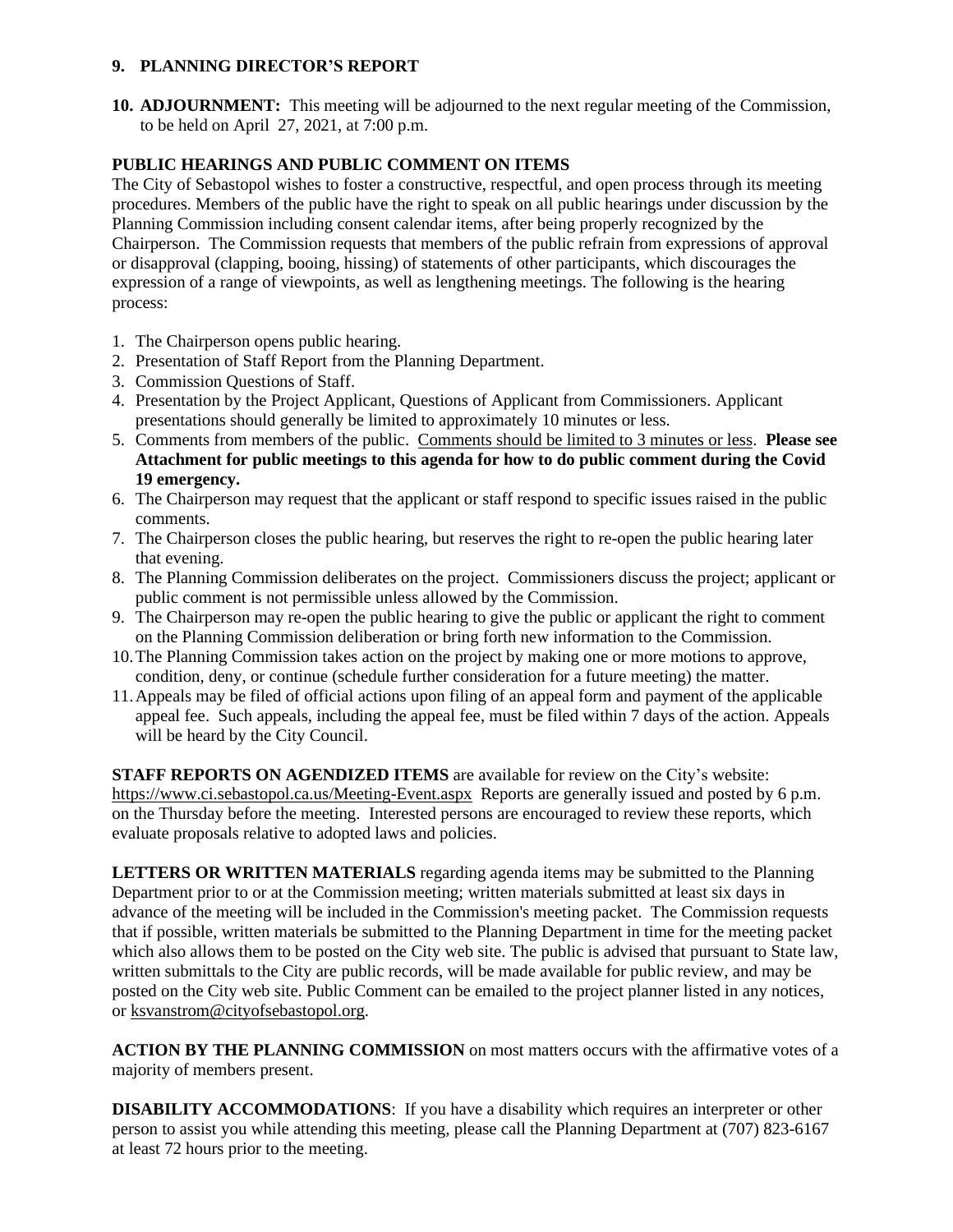**9. PLANNING DIRECTOR'S REPORT**

**10. ADJOURNMENT:** This meeting will be adjourned to the next regular meeting of the Commission, to be held on April 27, 2021, at 7:00 p.m.

**PUBLIC HEARINGS AND PUBLIC COMMENT ON ITEMS**

The City of Sebastopol wishes to foster a constructive, respectful, and open process through its meeting procedures. Members of the public have the right to speak on all public hearings under discussion by the Planning Commission including consent calendar items, after being properly recognized by the Chairperson. The Commission requests that members of the public refrain from expressions of approval or disapproval (clapping, booing, hissing) of statements of other participants, which discourages the expression of a range of viewpoints, as well as lengthening meetings. The following is the hearing process:

1. The Chairperson opens public hearing.
2. Presentation of Staff Report from the Planning Department.
3. Commission Questions of Staff.
4. Presentation by the Project Applicant, Questions of Applicant from Commissioners. Applicant presentations should generally be limited to approximately 10 minutes or less.
5. Comments from members of the public. Comments should be limited to 3 minutes or less. **Please see Attachment for public meetings to this agenda for how to do public comment during the Covid 19 emergency.**
6. The Chairperson may request that the applicant or staff respond to specific issues raised in the public comments.
7. The Chairperson closes the public hearing, but reserves the right to re-open the public hearing later that evening.
8. The Planning Commission deliberates on the project. Commissioners discuss the project; applicant or public comment is not permissible unless allowed by the Commission.
9. The Chairperson may re-open the public hearing to give the public or applicant the right to comment on the Planning Commission deliberation or bring forth new information to the Commission.
10. The Planning Commission takes action on the project by making one or more motions to approve, condition, deny, or continue (schedule further consideration for a future meeting) the matter.
11. Appeals may be filed of official actions upon filing of an appeal form and payment of the applicable appeal fee. Such appeals, including the appeal fee, must be filed within 7 days of the action. Appeals will be heard by the City Council.

**STAFF REPORTS ON AGENDIZED ITEMS** are available for review on the City's website: https://www.ci.sebastopol.ca.us/Meeting-Event.aspx Reports are generally issued and posted by 6 p.m. on the Thursday before the meeting. Interested persons are encouraged to review these reports, which evaluate proposals relative to adopted laws and policies.

**LETTERS OR WRITTEN MATERIALS** regarding agenda items may be submitted to the Planning Department prior to or at the Commission meeting; written materials submitted at least six days in advance of the meeting will be included in the Commission's meeting packet. The Commission requests that if possible, written materials be submitted to the Planning Department in time for the meeting packet which also allows them to be posted on the City web site. The public is advised that pursuant to State law, written submittals to the City are public records, will be made available for public review, and may be posted on the City web site. Public Comment can be emailed to the project planner listed in any notices, or ksvanstrom@cityofsebastopol.org.

**ACTION BY THE PLANNING COMMISSION** on most matters occurs with the affirmative votes of a majority of members present.

**DISABILITY ACCOMMODATIONS**: If you have a disability which requires an interpreter or other person to assist you while attending this meeting, please call the Planning Department at (707) 823-6167 at least 72 hours prior to the meeting.